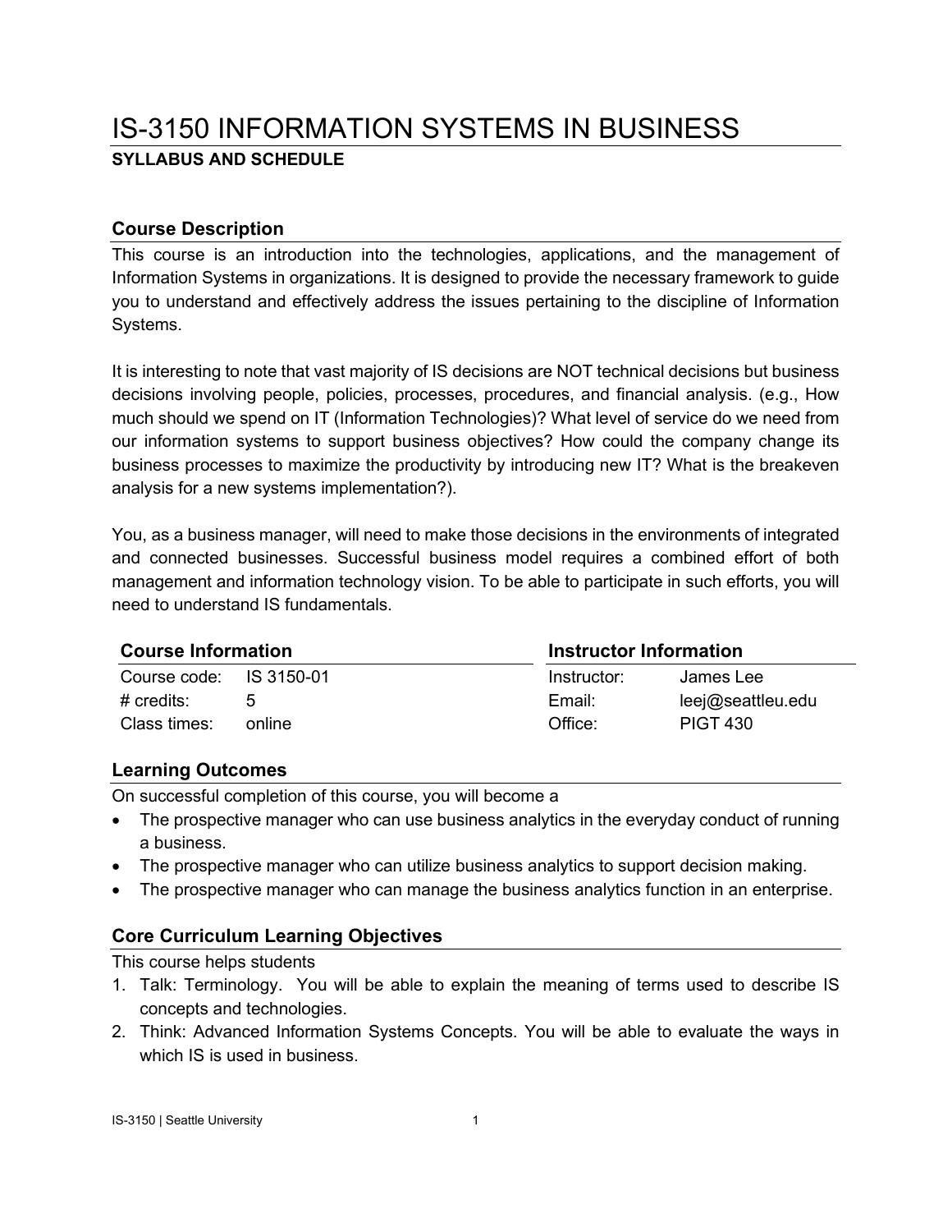# IS-3150 INFORMATION SYSTEMS IN BUSINESS

**SYLLABUS AND SCHEDULE**

## Course Description

This course is an introduction into the technologies, applications, and the management of Information Systems in organizations. It is designed to provide the necessary framework to guide you to understand and effectively address the issues pertaining to the discipline of Information Systems.

It is interesting to note that vast majority of IS decisions are NOT technical decisions but business decisions involving people, policies, processes, procedures, and financial analysis. (e.g., How much should we spend on IT (Information Technologies)? What level of service do we need from our information systems to support business objectives? How could the company change its business processes to maximize the productivity by introducing new IT? What is the breakeven analysis for a new systems implementation?).

You, as a business manager, will need to make those decisions in the environments of integrated and connected businesses. Successful business model requires a combined effort of both management and information technology vision. To be able to participate in such efforts, you will need to understand IS fundamentals.

## Course Information

| | |
|---|---|
| Course code: | IS 3150-01 |
| # credits: | 5 |
| Class times: | online |

## Instructor Information

| | |
|---|---|
| Instructor: | James Lee |
| Email: | leej@seattleu.edu |
| Office: | PIGT 430 |

## Learning Outcomes

On successful completion of this course, you will become a

- The prospective manager who can use business analytics in the everyday conduct of running a business.
- The prospective manager who can utilize business analytics to support decision making.
- The prospective manager who can manage the business analytics function in an enterprise.

## Core Curriculum Learning Objectives

This course helps students

1. Talk: Terminology. You will be able to explain the meaning of terms used to describe IS concepts and technologies.
2. Think: Advanced Information Systems Concepts. You will be able to evaluate the ways in which IS is used in business.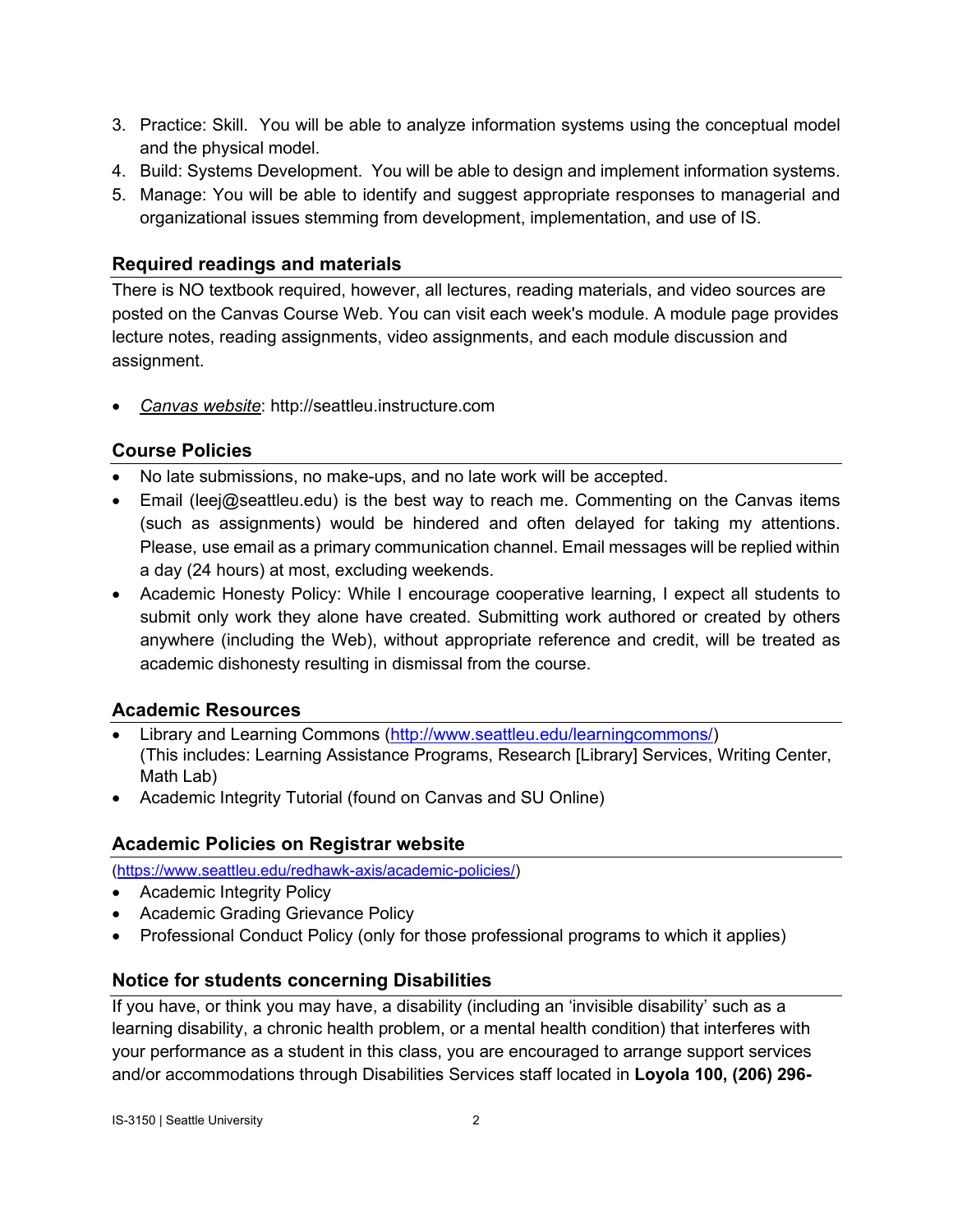3. Practice: Skill. You will be able to analyze information systems using the conceptual model and the physical model.
4. Build: Systems Development. You will be able to design and implement information systems.
5. Manage: You will be able to identify and suggest appropriate responses to managerial and organizational issues stemming from development, implementation, and use of IS.

## Required readings and materials

There is NO textbook required, however, all lectures, reading materials, and video sources are posted on the Canvas Course Web. You can visit each week's module. A module page provides lecture notes, reading assignments, video assignments, and each module discussion and assignment.

- *Canvas website*: http://seattleu.instructure.com

## Course Policies

- No late submissions, no make-ups, and no late work will be accepted.
- Email (leej@seattleu.edu) is the best way to reach me. Commenting on the Canvas items (such as assignments) would be hindered and often delayed for taking my attentions. Please, use email as a primary communication channel. Email messages will be replied within a day (24 hours) at most, excluding weekends.
- Academic Honesty Policy: While I encourage cooperative learning, I expect all students to submit only work they alone have created. Submitting work authored or created by others anywhere (including the Web), without appropriate reference and credit, will be treated as academic dishonesty resulting in dismissal from the course.

## Academic Resources

- Library and Learning Commons (http://www.seattleu.edu/learningcommons/) (This includes: Learning Assistance Programs, Research [Library] Services, Writing Center, Math Lab)
- Academic Integrity Tutorial (found on Canvas and SU Online)

## Academic Policies on Registrar website

(https://www.seattleu.edu/redhawk-axis/academic-policies/)

- Academic Integrity Policy
- Academic Grading Grievance Policy
- Professional Conduct Policy (only for those professional programs to which it applies)

## Notice for students concerning Disabilities

If you have, or think you may have, a disability (including an 'invisible disability' such as a learning disability, a chronic health problem, or a mental health condition) that interferes with your performance as a student in this class, you are encouraged to arrange support services and/or accommodations through Disabilities Services staff located in **Loyola 100, (206) 296-**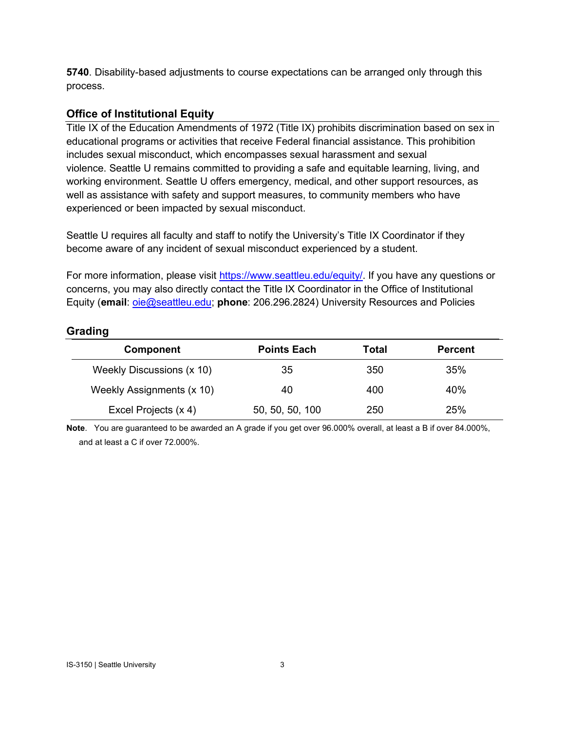**5740**. Disability-based adjustments to course expectations can be arranged only through this process.

## Office of Institutional Equity

Title IX of the Education Amendments of 1972 (Title IX) prohibits discrimination based on sex in educational programs or activities that receive Federal financial assistance. This prohibition includes sexual misconduct, which encompasses sexual harassment and sexual violence. Seattle U remains committed to providing a safe and equitable learning, living, and working environment. Seattle U offers emergency, medical, and other support resources, as well as assistance with safety and support measures, to community members who have experienced or been impacted by sexual misconduct.

Seattle U requires all faculty and staff to notify the University's Title IX Coordinator if they become aware of any incident of sexual misconduct experienced by a student.

For more information, please visit https://www.seattleu.edu/equity/. If you have any questions or concerns, you may also directly contact the Title IX Coordinator in the Office of Institutional Equity (**email**: oie@seattleu.edu; **phone**: 206.296.2824) University Resources and Policies

## Grading

| Component | Points Each | Total | Percent |
|---|---|---|---|
| Weekly Discussions (x 10) | 35 | 350 | 35% |
| Weekly Assignments (x 10) | 40 | 400 | 40% |
| Excel Projects (x 4) | 50, 50, 50, 100 | 250 | 25% |

**Note**. You are guaranteed to be awarded an A grade if you get over 96.000% overall, at least a B if over 84.000%, and at least a C if over 72.000%.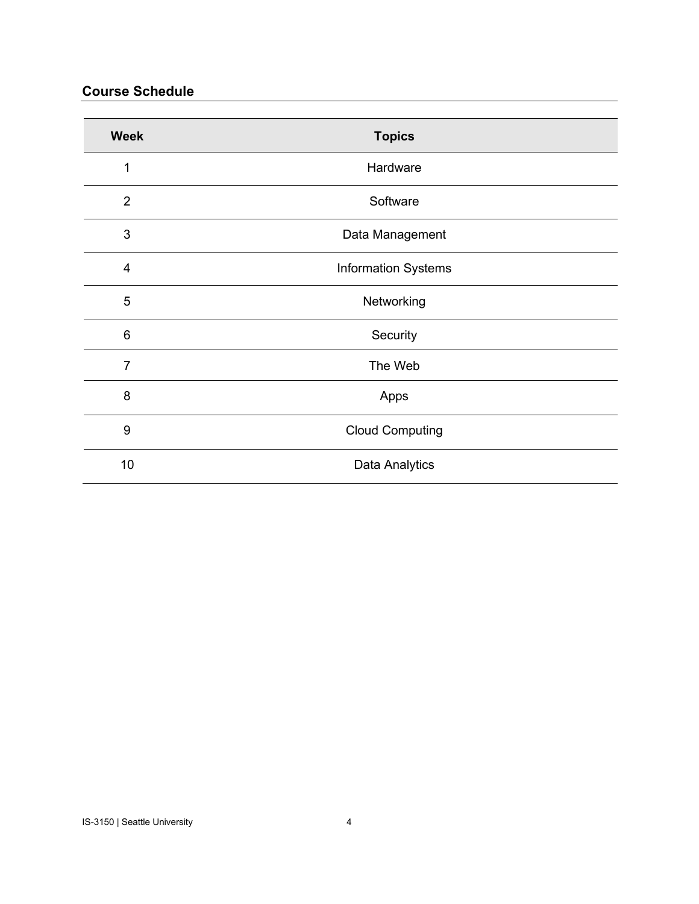## Course Schedule

| Week | Topics |
|---|---|
| 1 | Hardware |
| 2 | Software |
| 3 | Data Management |
| 4 | Information Systems |
| 5 | Networking |
| 6 | Security |
| 7 | The Web |
| 8 | Apps |
| 9 | Cloud Computing |
| 10 | Data Analytics |